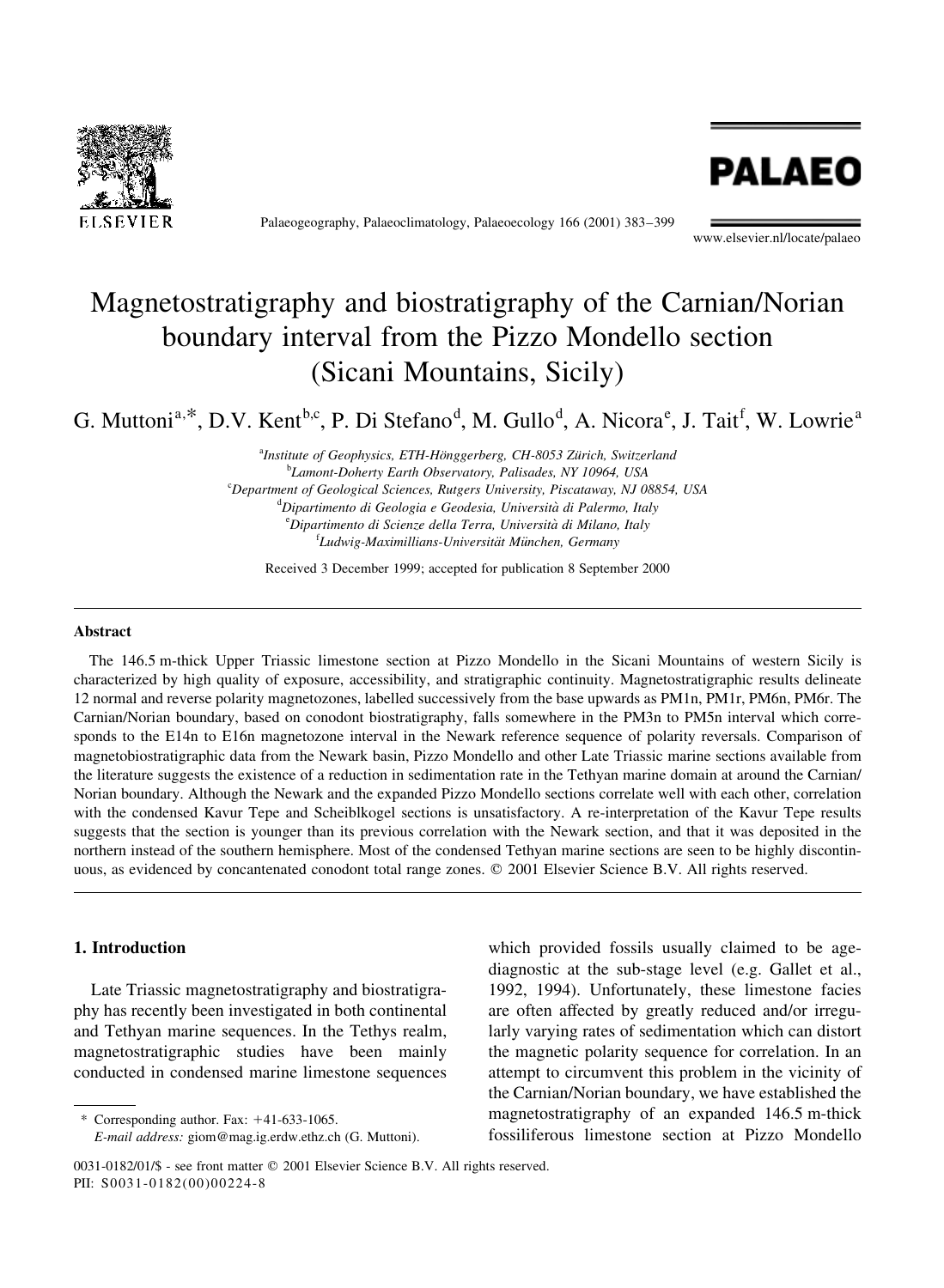# Magnetostratigraphy and biostratigraphy of the Carnian/Norian boundary interval from the Pizzo Mondello section (Sicani Mountains, Sicily)

G. Muttoni[a,*], D.V. Kent[b,c], P. Di Stefano[d], M. Gullo[d], A. Nicora[e], J. Tait[f], W. Lowrie[a]

[a]*Institute of Geophysics, ETH-Hönggerberg, CH-8053 Zürich, Switzerland*
[b]*Lamont-Doherty Earth Observatory, Palisades, NY 10964, USA*
[c]*Department of Geological Sciences, Rutgers University, Piscataway, NJ 08854, USA*
[d]*Dipartimento di Geologia e Geodesia, Università di Palermo, Italy*
[e]*Dipartimento di Scienze della Terra, Università di Milano, Italy*
[f]*Ludwig-Maximillians-Universität München, Germany*

Received 3 December 1999; accepted for publication 8 September 2000

## Abstract

The 146.5 m-thick Upper Triassic limestone section at Pizzo Mondello in the Sicani Mountains of western Sicily is characterized by high quality of exposure, accessibility, and stratigraphic continuity. Magnetostratigraphic results delineate 12 normal and reverse polarity magnetozones, labelled successively from the base upwards as PM1n, PM1r, PM6n, PM6r. The Carnian/Norian boundary, based on conodont biostratigraphy, falls somewhere in the PM3n to PM5n interval which corresponds to the E14n to E16n magnetozone interval in the Newark reference sequence of polarity reversals. Comparison of magnetobiostratigraphic data from the Newark basin, Pizzo Mondello and other Late Triassic marine sections available from the literature suggests the existence of a reduction in sedimentation rate in the Tethyan marine domain at around the Carnian/Norian boundary. Although the Newark and the expanded Pizzo Mondello sections correlate well with each other, correlation with the condensed Kavur Tepe and Scheiblkogel sections is unsatisfactory. A re-interpretation of the Kavur Tepe results suggests that the section is younger than its previous correlation with the Newark section, and that it was deposited in the northern instead of the southern hemisphere. Most of the condensed Tethyan marine sections are seen to be highly discontinuous, as evidenced by concantenated conodont total range zones. © 2001 Elsevier Science B.V. All rights reserved.

## 1. Introduction

Late Triassic magnetostratigraphy and biostratigraphy has recently been investigated in both continental and Tethyan marine sequences. In the Tethys realm, magnetostratigraphic studies have been mainly conducted in condensed marine limestone sequences which provided fossils usually claimed to be age-diagnostic at the sub-stage level (e.g. Gallet et al., 1992, 1994). Unfortunately, these limestone facies are often affected by greatly reduced and/or irregularly varying rates of sedimentation which can distort the magnetic polarity sequence for correlation. In an attempt to circumvent this problem in the vicinity of the Carnian/Norian boundary, we have established the magnetostratigraphy of an expanded 146.5 m-thick fossiliferous limestone section at Pizzo Mondello

\* Corresponding author. Fax: +41-633-1065.
*E-mail address:* giom@mag.ig.erdw.ethz.ch (G. Muttoni).

0031-0182/01/$ - see front matter © 2001 Elsevier Science B.V. All rights reserved.
PII: S0031-0182(00)00224-8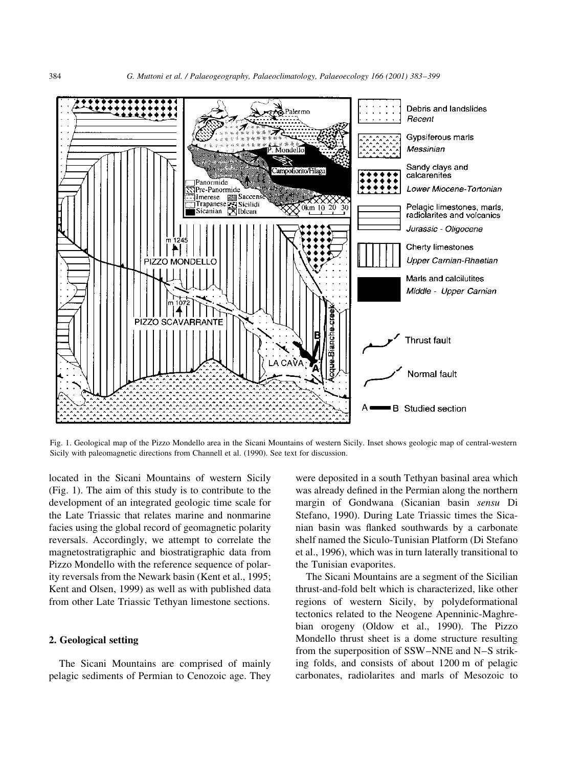Fig. 1. Geological map of the Pizzo Mondello area in the Sicani Mountains of western Sicily. Inset shows geologic map of central-western Sicily with paleomagnetic directions from Channell et al. (1990). See text for discussion.

located in the Sicani Mountains of western Sicily (Fig. 1). The aim of this study is to contribute to the development of an integrated geologic time scale for the Late Triassic that relates marine and nonmarine facies using the global record of geomagnetic polarity reversals. Accordingly, we attempt to correlate the magnetostratigraphic and biostratigraphic data from Pizzo Mondello with the reference sequence of polarity reversals from the Newark basin (Kent et al., 1995; Kent and Olsen, 1999) as well as with published data from other Late Triassic Tethyan limestone sections.

## 2. Geological setting

The Sicani Mountains are comprised of mainly pelagic sediments of Permian to Cenozoic age. They were deposited in a south Tethyan basinal area which was already defined in the Permian along the northern margin of Gondwana (Sicanian basin *sensu* Di Stefano, 1990). During Late Triassic times the Sicanian basin was flanked southwards by a carbonate shelf named the Siculo-Tunisian Platform (Di Stefano et al., 1996), which was in turn laterally transitional to the Tunisian evaporites.

The Sicani Mountains are a segment of the Sicilian thrust-and-fold belt which is characterized, like other regions of western Sicily, by polydeformational tectonics related to the Neogene Apenninic-Maghrebian orogeny (Oldow et al., 1990). The Pizzo Mondello thrust sheet is a dome structure resulting from the superposition of SSW–NNE and N–S striking folds, and consists of about 1200 m of pelagic carbonates, radiolarites and marls of Mesozoic to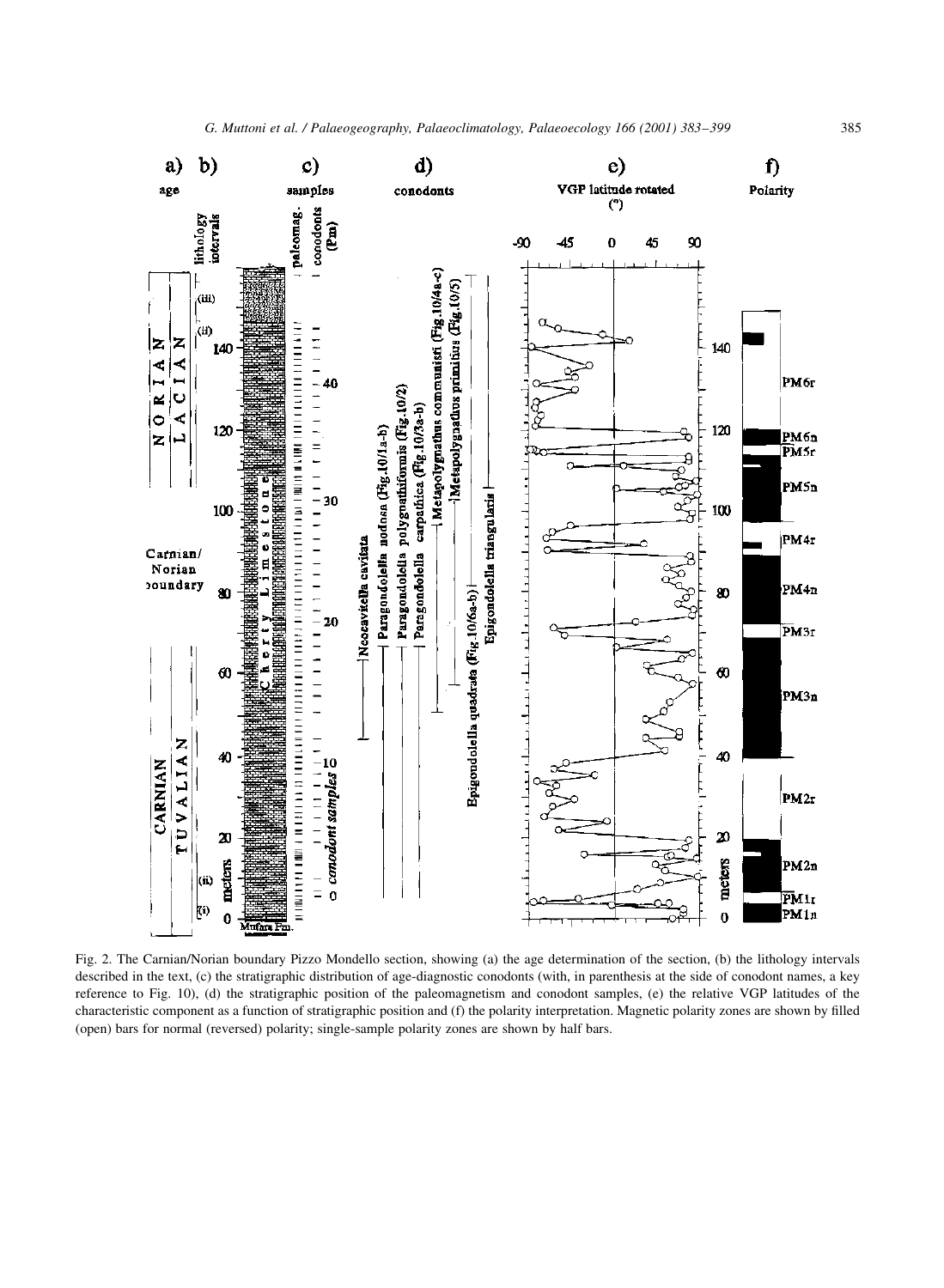Fig. 2. The Carnian/Norian boundary Pizzo Mondello section, showing (a) the age determination of the section, (b) the lithology intervals described in the text, (c) the stratigraphic distribution of age-diagnostic conodonts (with, in parenthesis at the side of conodont names, a key reference to Fig. 10), (d) the stratigraphic position of the paleomagnetism and conodont samples, (e) the relative VGP latitudes of the characteristic component as a function of stratigraphic position and (f) the polarity interpretation. Magnetic polarity zones are shown by filled (open) bars for normal (reversed) polarity; single-sample polarity zones are shown by half bars.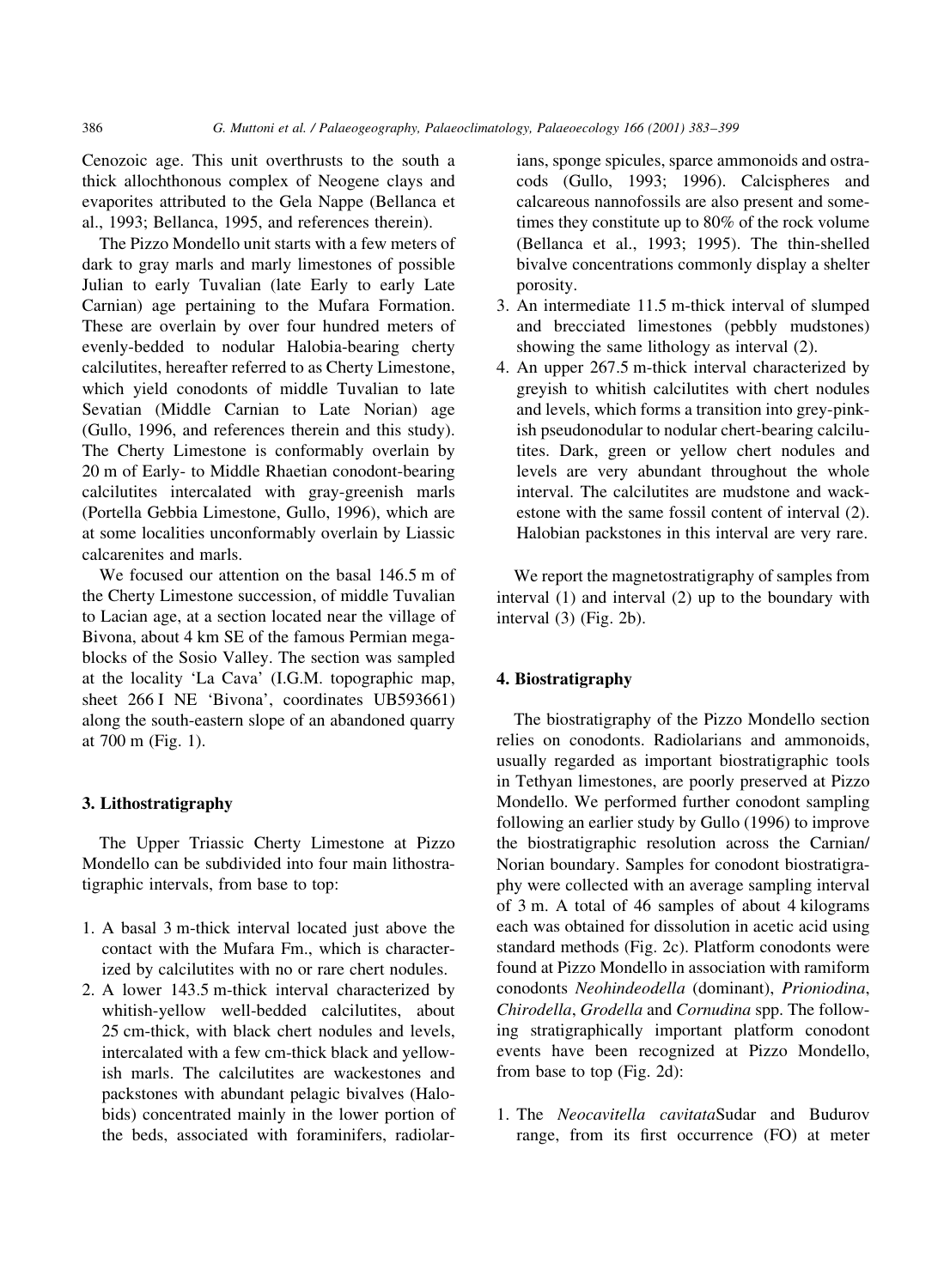Cenozoic age. This unit overthrusts to the south a thick allochthonous complex of Neogene clays and evaporites attributed to the Gela Nappe (Bellanca et al., 1993; Bellanca, 1995, and references therein).

The Pizzo Mondello unit starts with a few meters of dark to gray marls and marly limestones of possible Julian to early Tuvalian (late Early to early Late Carnian) age pertaining to the Mufara Formation. These are overlain by over four hundred meters of evenly-bedded to nodular Halobia-bearing cherty calcilutites, hereafter referred to as Cherty Limestone, which yield conodonts of middle Tuvalian to late Sevatian (Middle Carnian to Late Norian) age (Gullo, 1996, and references therein and this study). The Cherty Limestone is conformably overlain by 20 m of Early- to Middle Rhaetian conodont-bearing calcilutites intercalated with gray-greenish marls (Portella Gebbia Limestone, Gullo, 1996), which are at some localities unconformably overlain by Liassic calcarenites and marls.

We focused our attention on the basal 146.5 m of the Cherty Limestone succession, of middle Tuvalian to Lacian age, at a section located near the village of Bivona, about 4 km SE of the famous Permian megablocks of the Sosio Valley. The section was sampled at the locality 'La Cava' (I.G.M. topographic map, sheet 266 I NE 'Bivona', coordinates UB593661) along the south-eastern slope of an abandoned quarry at 700 m (Fig. 1).

## 3. Lithostratigraphy

The Upper Triassic Cherty Limestone at Pizzo Mondello can be subdivided into four main lithostratigraphic intervals, from base to top:

1. A basal 3 m-thick interval located just above the contact with the Mufara Fm., which is characterized by calcilutites with no or rare chert nodules.
2. A lower 143.5 m-thick interval characterized by whitish-yellow well-bedded calcilutites, about 25 cm-thick, with black chert nodules and levels, intercalated with a few cm-thick black and yellowish marls. The calcilutites are wackestones and packstones with abundant pelagic bivalves (Halobids) concentrated mainly in the lower portion of the beds, associated with foraminifers, radiolarians, sponge spicules, sparce ammonoids and ostracods (Gullo, 1993; 1996). Calcispheres and calcareous nannofossils are also present and sometimes they constitute up to 80% of the rock volume (Bellanca et al., 1993; 1995). The thin-shelled bivalve concentrations commonly display a shelter porosity.
3. An intermediate 11.5 m-thick interval of slumped and brecciated limestones (pebbly mudstones) showing the same lithology as interval (2).
4. An upper 267.5 m-thick interval characterized by greyish to whitish calcilutites with chert nodules and levels, which forms a transition into grey-pinkish pseudonodular to nodular chert-bearing calcilutites. Dark, green or yellow chert nodules and levels are very abundant throughout the whole interval. The calcilutites are mudstone and wackestone with the same fossil content of interval (2). Halobian packstones in this interval are very rare.

We report the magnetostratigraphy of samples from interval (1) and interval (2) up to the boundary with interval (3) (Fig. 2b).

## 4. Biostratigraphy

The biostratigraphy of the Pizzo Mondello section relies on conodonts. Radiolarians and ammonoids, usually regarded as important biostratigraphic tools in Tethyan limestones, are poorly preserved at Pizzo Mondello. We performed further conodont sampling following an earlier study by Gullo (1996) to improve the biostratigraphic resolution across the Carnian/Norian boundary. Samples for conodont biostratigraphy were collected with an average sampling interval of 3 m. A total of 46 samples of about 4 kilograms each was obtained for dissolution in acetic acid using standard methods (Fig. 2c). Platform conodonts were found at Pizzo Mondello in association with ramiform conodonts *Neohindeodella* (dominant), *Prioniodina*, *Chirodella*, *Grodella* and *Cornudina* spp. The following stratigraphically important platform conodont events have been recognized at Pizzo Mondello, from base to top (Fig. 2d):

1. The *Neocavitella cavitata*Sudar and Budurov range, from its first occurrence (FO) at meter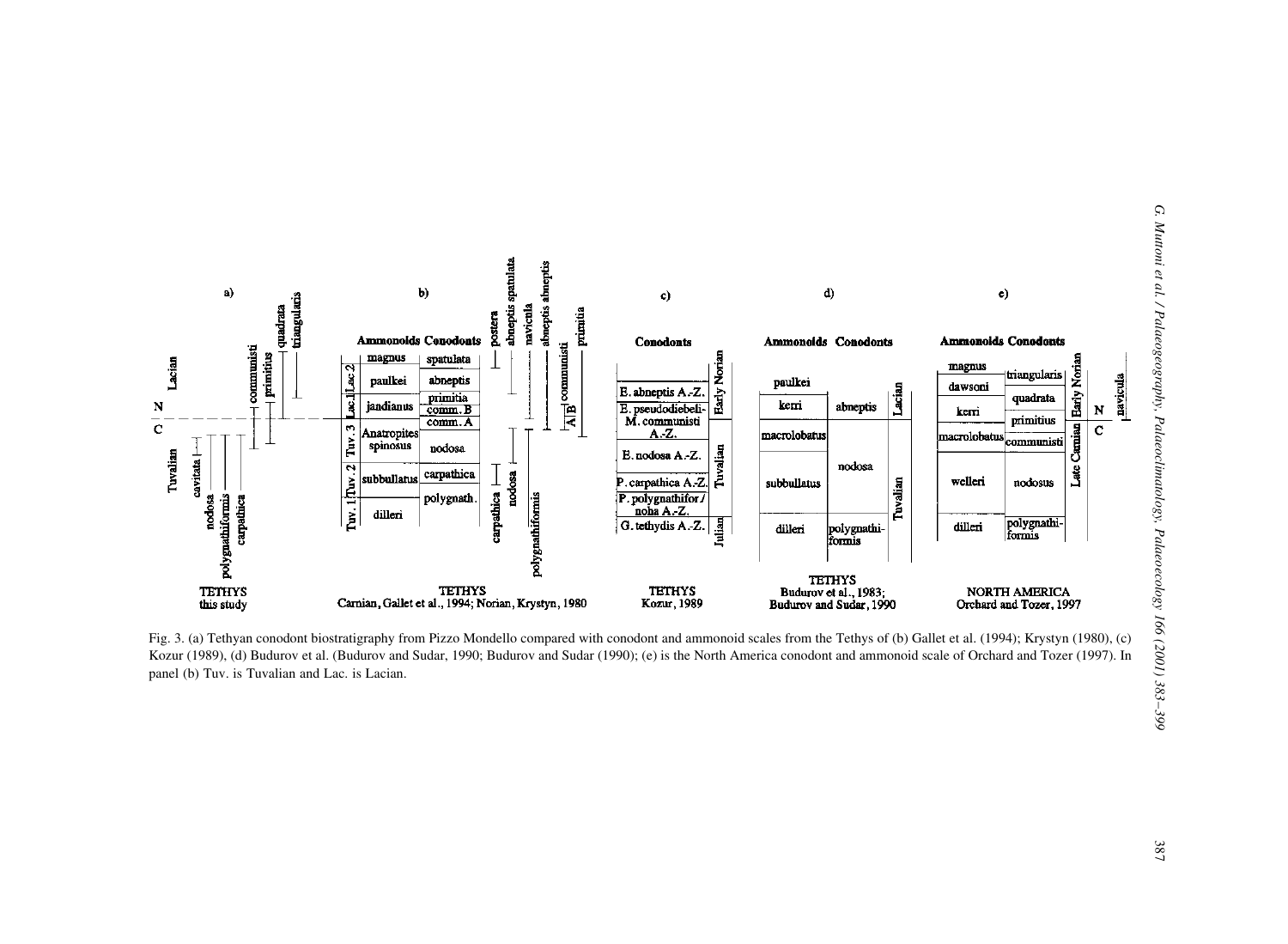Fig. 3. (a) Tethyan conodont biostratigraphy from Pizzo Mondello compared with conodont and ammonoid scales from the Tethys of (b) Gallet et al. (1994); Krystyn (1980), (c) Kozur (1989), (d) Budurov et al. (Budurov and Sudar, 1990; Budurov and Sudar (1990); (e) is the North America conodont and ammonoid scale of Orchard and Tozer (1997). In panel (b) Tuv. is Tuvalian and Lac. is Lacian.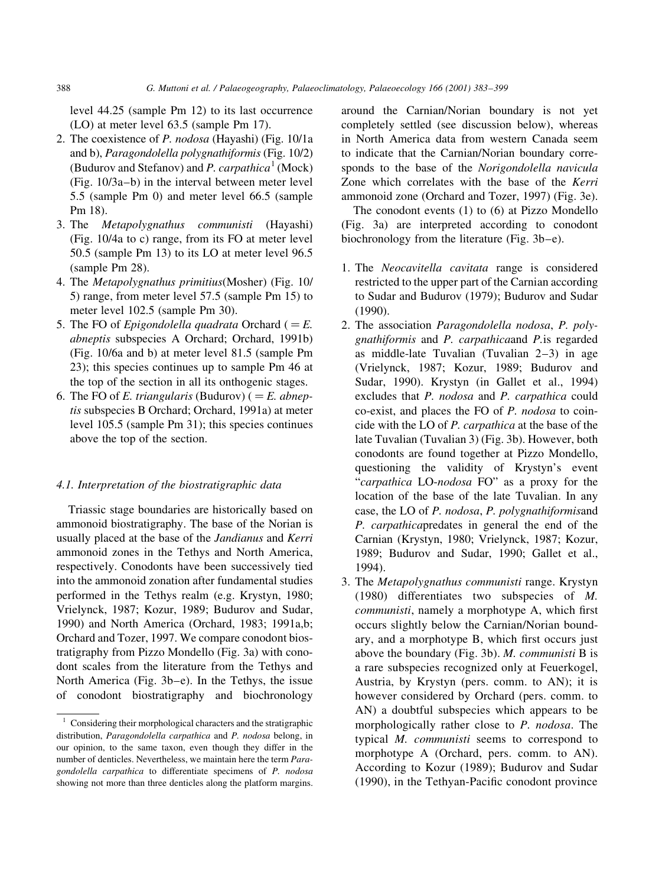level 44.25 (sample Pm 12) to its last occurrence (LO) at meter level 63.5 (sample Pm 17).

2. The coexistence of *P. nodosa* (Hayashi) (Fig. 10/1a and b), *Paragondolella polygnathiformis* (Fig. 10/2) (Budurov and Stefanov) and *P. carpathica*[1] (Mock) (Fig. 10/3a–b) in the interval between meter level 5.5 (sample Pm 0) and meter level 66.5 (sample Pm 18).
3. The *Metapolygnathus communisti* (Hayashi) (Fig. 10/4a to c) range, from its FO at meter level 50.5 (sample Pm 13) to its LO at meter level 96.5 (sample Pm 28).
4. The *Metapolygnathus primitius*(Mosher) (Fig. 10/5) range, from meter level 57.5 (sample Pm 15) to meter level 102.5 (sample Pm 30).
5. The FO of *Epigondolella quadrata* Orchard (= *E. abneptis* subspecies A Orchard; Orchard, 1991b) (Fig. 10/6a and b) at meter level 81.5 (sample Pm 23); this species continues up to sample Pm 46 at the top of the section in all its onthogenic stages.
6. The FO of *E. triangularis* (Budurov) (= *E. abneptis* subspecies B Orchard; Orchard, 1991a) at meter level 105.5 (sample Pm 31); this species continues above the top of the section.

### 4.1. Interpretation of the biostratigraphic data

Triassic stage boundaries are historically based on ammonoid biostratigraphy. The base of the Norian is usually placed at the base of the *Jandianus* and *Kerri* ammonoid zones in the Tethys and North America, respectively. Conodonts have been successively tied into the ammonoid zonation after fundamental studies performed in the Tethys realm (e.g. Krystyn, 1980; Vrielynck, 1987; Kozur, 1989; Budurov and Sudar, 1990) and North America (Orchard, 1983; 1991a,b; Orchard and Tozer, 1997. We compare conodont biostratigraphy from Pizzo Mondello (Fig. 3a) with conodont scales from the literature from the Tethys and North America (Fig. 3b–e). In the Tethys, the issue of conodont biostratigraphy and biochronology around the Carnian/Norian boundary is not yet completely settled (see discussion below), whereas in North America data from western Canada seem to indicate that the Carnian/Norian boundary corresponds to the base of the *Norigondolella navicula* Zone which correlates with the base of the *Kerri* ammonoid zone (Orchard and Tozer, 1997) (Fig. 3e).

The conodont events (1) to (6) at Pizzo Mondello (Fig. 3a) are interpreted according to conodont biochronology from the literature (Fig. 3b–e).

1. The *Neocavitella cavitata* range is considered restricted to the upper part of the Carnian according to Sudar and Budurov (1979); Budurov and Sudar (1990).
2. The association *Paragondolella nodosa*, *P. polygnathiformis* and *P. carpathica*and *P.*is regarded as middle-late Tuvalian (Tuvalian 2–3) in age (Vrielynck, 1987; Kozur, 1989; Budurov and Sudar, 1990). Krystyn (in Gallet et al., 1994) excludes that *P. nodosa* and *P. carpathica* could co-exist, and places the FO of *P. nodosa* to coincide with the LO of *P. carpathica* at the base of the late Tuvalian (Tuvalian 3) (Fig. 3b). However, both conodonts are found together at Pizzo Mondello, questioning the validity of Krystyn's event "*carpathica* LO-*nodosa* FO" as a proxy for the location of the base of the late Tuvalian. In any case, the LO of *P. nodosa*, *P. polygnathiformis*and *P. carpathica*predates in general the end of the Carnian (Krystyn, 1980; Vrielynck, 1987; Kozur, 1989; Budurov and Sudar, 1990; Gallet et al., 1994).
3. The *Metapolygnathus communisti* range. Krystyn (1980) differentiates two subspecies of *M. communisti*, namely a morphotype A, which first occurs slightly below the Carnian/Norian boundary, and a morphotype B, which first occurs just above the boundary (Fig. 3b). *M. communisti* B is a rare subspecies recognized only at Feuerkogel, Austria, by Krystyn (pers. comm. to AN); it is however considered by Orchard (pers. comm. to AN) a doubtful subspecies which appears to be morphologically rather close to *P. nodosa*. The typical *M. communisti* seems to correspond to morphotype A (Orchard, pers. comm. to AN). According to Kozur (1989); Budurov and Sudar (1990), in the Tethyan-Pacific conodont province

[1] Considering their morphological characters and the stratigraphic distribution, *Paragondolella carpathica* and *P. nodosa* belong, in our opinion, to the same taxon, even though they differ in the number of denticles. Nevertheless, we maintain here the term *Paragondolella carpathica* to differentiate specimens of *P. nodosa* showing not more than three denticles along the platform margins.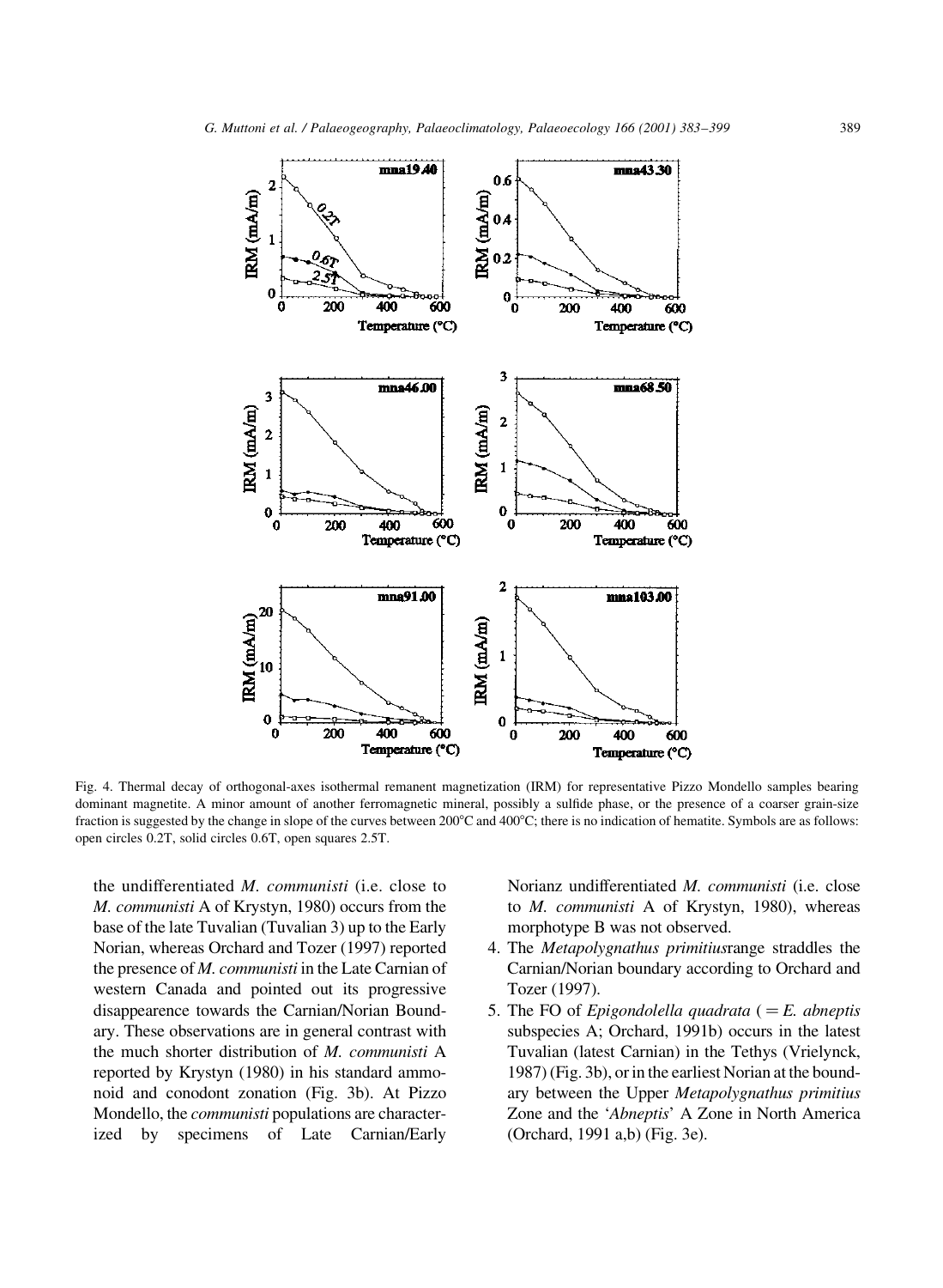Fig. 4. Thermal decay of orthogonal-axes isothermal remanent magnetization (IRM) for representative Pizzo Mondello samples bearing dominant magnetite. A minor amount of another ferromagnetic mineral, possibly a sulfide phase, or the presence of a coarser grain-size fraction is suggested by the change in slope of the curves between 200°C and 400°C; there is no indication of hematite. Symbols are as follows: open circles 0.2T, solid circles 0.6T, open squares 2.5T.

the undifferentiated *M. communisti* (i.e. close to *M. communisti* A of Krystyn, 1980) occurs from the base of the late Tuvalian (Tuvalian 3) up to the Early Norian, whereas Orchard and Tozer (1997) reported the presence of *M. communisti* in the Late Carnian of western Canada and pointed out its progressive disappearence towards the Carnian/Norian Boundary. These observations are in general contrast with the much shorter distribution of *M. communisti* A reported by Krystyn (1980) in his standard ammonoid and conodont zonation (Fig. 3b). At Pizzo Mondello, the *communisti* populations are characterized by specimens of Late Carnian/Early Norianz undifferentiated *M. communisti* (i.e. close to *M. communisti* A of Krystyn, 1980), whereas morphotype B was not observed.

4. The *Metapolygnathus primitius*range straddles the Carnian/Norian boundary according to Orchard and Tozer (1997).
5. The FO of *Epigondolella quadrata* (= *E. abneptis* subspecies A; Orchard, 1991b) occurs in the latest Tuvalian (latest Carnian) in the Tethys (Vrielynck, 1987) (Fig. 3b), or in the earliest Norian at the boundary between the Upper *Metapolygnathus primitius* Zone and the '*Abneptis*' A Zone in North America (Orchard, 1991 a,b) (Fig. 3e).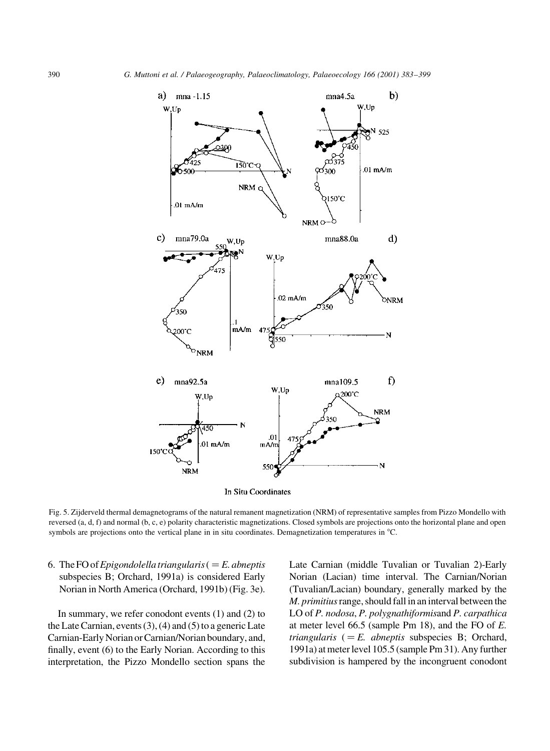Fig. 5. Zijderveld thermal demagnetograms of the natural remanent magnetization (NRM) of representative samples from Pizzo Mondello with reversed (a, d, f) and normal (b, c, e) polarity characteristic magnetizations. Closed symbols are projections onto the horizontal plane and open symbols are projections onto the vertical plane in in situ coordinates. Demagnetization temperatures in °C.

6. The FO of *Epigondolella triangularis* (= *E. abneptis* subspecies B; Orchard, 1991a) is considered Early Norian in North America (Orchard, 1991b) (Fig. 3e).

In summary, we refer conodont events (1) and (2) to the Late Carnian, events (3), (4) and (5) to a generic Late Carnian-Early Norian or Carnian/Norian boundary, and, finally, event (6) to the Early Norian. According to this interpretation, the Pizzo Mondello section spans the Late Carnian (middle Tuvalian or Tuvalian 2)-Early Norian (Lacian) time interval. The Carnian/Norian (Tuvalian/Lacian) boundary, generally marked by the *M. primitius* range, should fall in an interval between the LO of *P. nodosa*, *P. polygnathiformis* and *P. carpathica* at meter level 66.5 (sample Pm 18), and the FO of *E. triangularis* (= *E. abneptis* subspecies B; Orchard, 1991a) at meter level 105.5 (sample Pm 31). Any further subdivision is hampered by the incongruent conodont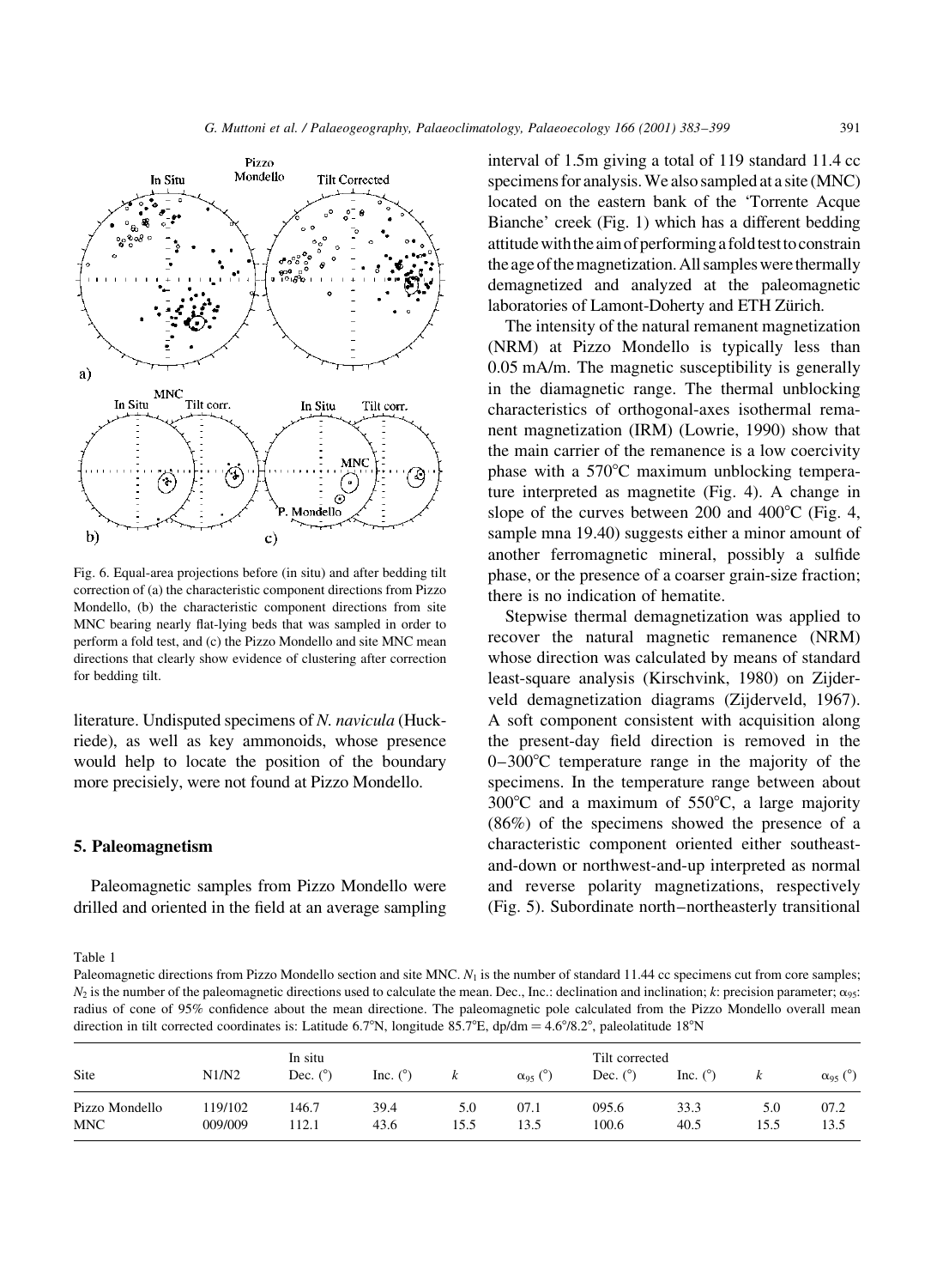Fig. 6. Equal-area projections before (in situ) and after bedding tilt correction of (a) the characteristic component directions from Pizzo Mondello, (b) the characteristic component directions from site MNC bearing nearly flat-lying beds that was sampled in order to perform a fold test, and (c) the Pizzo Mondello and site MNC mean directions that clearly show evidence of clustering after correction for bedding tilt.

literature. Undisputed specimens of *N. navicula* (Huckriede), as well as key ammonoids, whose presence would help to locate the position of the boundary more precisiely, were not found at Pizzo Mondello.

## 5. Paleomagnetism

Paleomagnetic samples from Pizzo Mondello were drilled and oriented in the field at an average sampling interval of 1.5m giving a total of 119 standard 11.4 cc specimens for analysis. We also sampled at a site (MNC) located on the eastern bank of the 'Torrente Acque Bianche' creek (Fig. 1) which has a different bedding attitude with the aim of performing a fold test to constrain the age of the magnetization. All samples were thermally demagnetized and analyzed at the paleomagnetic laboratories of Lamont-Doherty and ETH Zürich.

The intensity of the natural remanent magnetization (NRM) at Pizzo Mondello is typically less than 0.05 mA/m. The magnetic susceptibility is generally in the diamagnetic range. The thermal unblocking characteristics of orthogonal-axes isothermal remanent magnetization (IRM) (Lowrie, 1990) show that the main carrier of the remanence is a low coercivity phase with a 570°C maximum unblocking temperature interpreted as magnetite (Fig. 4). A change in slope of the curves between 200 and 400°C (Fig. 4, sample mna 19.40) suggests either a minor amount of another ferromagnetic mineral, possibly a sulfide phase, or the presence of a coarser grain-size fraction; there is no indication of hematite.

Stepwise thermal demagnetization was applied to recover the natural magnetic remanence (NRM) whose direction was calculated by means of standard least-square analysis (Kirschvink, 1980) on Zijderveld demagnetization diagrams (Zijderveld, 1967). A soft component consistent with acquisition along the present-day field direction is removed in the 0–300°C temperature range in the majority of the specimens. In the temperature range between about 300°C and a maximum of 550°C, a large majority (86%) of the specimens showed the presence of a characteristic component oriented either southeast-and-down or northwest-and-up interpreted as normal and reverse polarity magnetizations, respectively (Fig. 5). Subordinate north–northeasterly transitional

Table 1

Paleomagnetic directions from Pizzo Mondello section and site MNC. $N_1$ is the number of standard 11.44 cc specimens cut from core samples; $N_2$ is the number of the paleomagnetic directions used to calculate the mean. Dec., Inc.: declination and inclination; $k$: precision parameter; $\alpha_{95}$: radius of cone of 95% confidence about the mean directione. The paleomagnetic pole calculated from the Pizzo Mondello overall mean direction in tilt corrected coordinates is: Latitude 6.7°N, longitude 85.7°E, dp/dm = 4.6°/8.2°, paleolatitude 18°N

| Site | N1/N2 | In situ | | | | Tilt corrected | | | |
|---|---|---|---|---|---|---|---|---|---|
| | | Dec. (°) | Inc. (°) | $k$ | $\alpha_{95}$ (°) | Dec. (°) | Inc. (°) | $k$ | $\alpha_{95}$ (°) |
| Pizzo Mondello | 119/102 | 146.7 | 39.4 | 5.0 | 07.1 | 095.6 | 33.3 | 5.0 | 07.2 |
| MNC | 009/009 | 112.1 | 43.6 | 15.5 | 13.5 | 100.6 | 40.5 | 15.5 | 13.5 |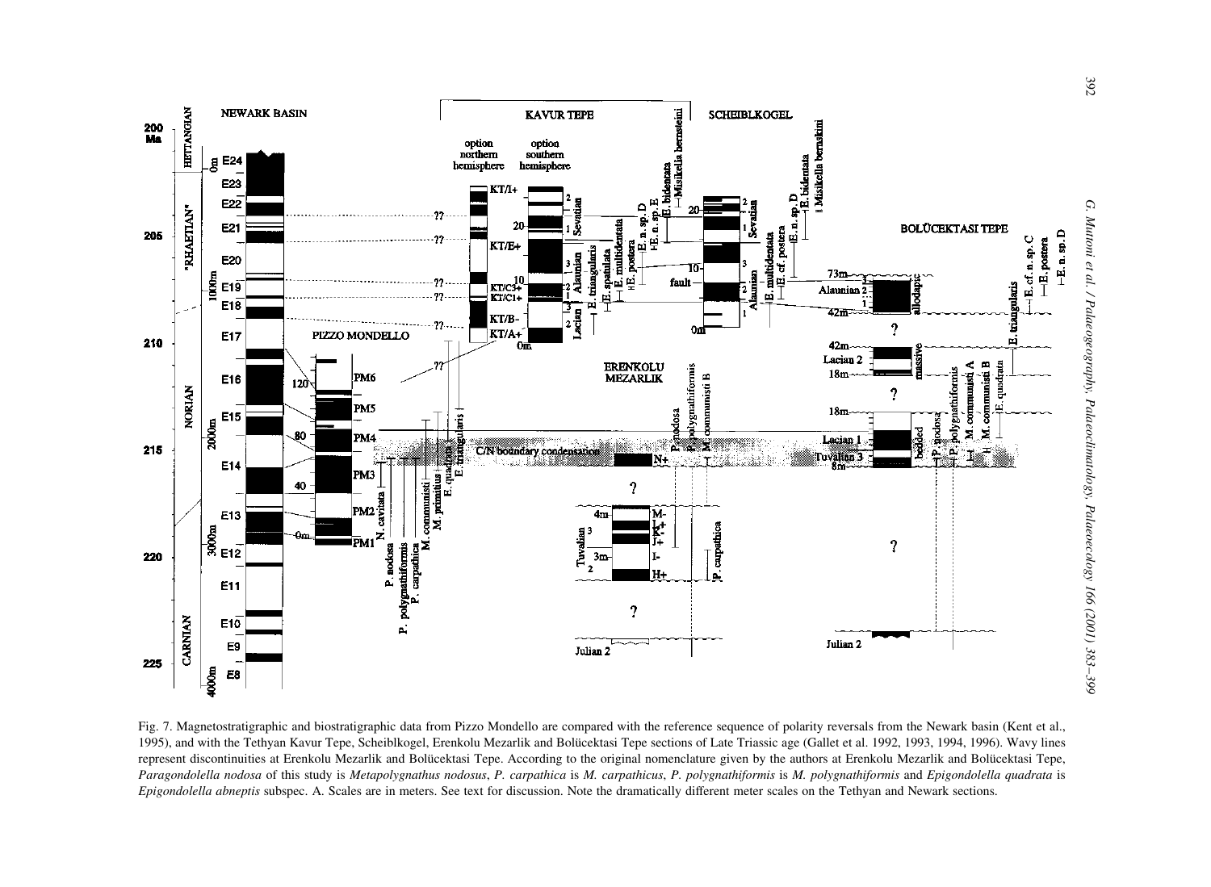Fig. 7. Magnetostratigraphic and biostratigraphic data from Pizzo Mondello are compared with the reference sequence of polarity reversals from the Newark basin (Kent et al., 1995), and with the Tethyan Kavur Tepe, Scheiblkogel, Erenkolu Mezarlik and Bolücektasi Tepe sections of Late Triassic age (Gallet et al. 1992, 1993, 1994, 1996). Wavy lines represent discontinuities at Erenkolu Mezarlik and Bolücektasi Tepe. According to the original nomenclature given by the authors at Erenkolu Mezarlik and Bolücektasi Tepe, *Paragondolella nodosa* of this study is *Metapolygnathus nodosus*, *P. carpathica* is *M. carpathicus*, *P. polygnathiformis* is *M. polygnathiformis* and *Epigondolella quadrata* is *Epigondolella abneptis* subspec. A. Scales are in meters. See text for discussion. Note the dramatically different meter scales on the Tethyan and Newark sections.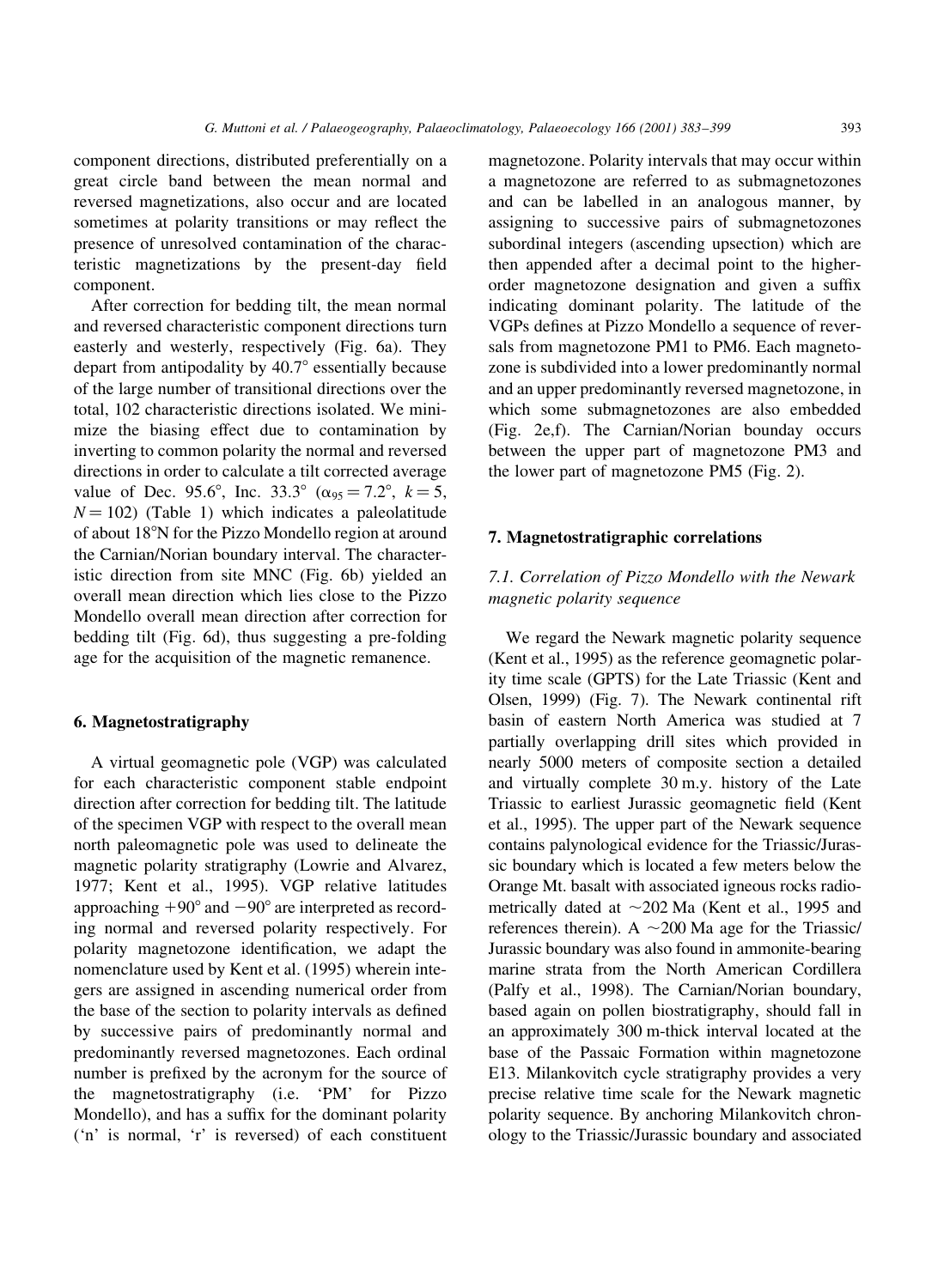component directions, distributed preferentially on a great circle band between the mean normal and reversed magnetizations, also occur and are located sometimes at polarity transitions or may reflect the presence of unresolved contamination of the characteristic magnetizations by the present-day field component.

After correction for bedding tilt, the mean normal and reversed characteristic component directions turn easterly and westerly, respectively (Fig. 6a). They depart from antipodality by 40.7° essentially because of the large number of transitional directions over the total, 102 characteristic directions isolated. We minimize the biasing effect due to contamination by inverting to common polarity the normal and reversed directions in order to calculate a tilt corrected average value of Dec. 95.6°, Inc. 33.3° ($\alpha_{95} = 7.2°$, $k = 5$, $N = 102$) (Table 1) which indicates a paleolatitude of about 18°N for the Pizzo Mondello region at around the Carnian/Norian boundary interval. The characteristic direction from site MNC (Fig. 6b) yielded an overall mean direction which lies close to the Pizzo Mondello overall mean direction after correction for bedding tilt (Fig. 6d), thus suggesting a pre-folding age for the acquisition of the magnetic remanence.

## 6. Magnetostratigraphy

A virtual geomagnetic pole (VGP) was calculated for each characteristic component stable endpoint direction after correction for bedding tilt. The latitude of the specimen VGP with respect to the overall mean north paleomagnetic pole was used to delineate the magnetic polarity stratigraphy (Lowrie and Alvarez, 1977; Kent et al., 1995). VGP relative latitudes approaching +90° and −90° are interpreted as recording normal and reversed polarity respectively. For polarity magnetozone identification, we adapt the nomenclature used by Kent et al. (1995) wherein integers are assigned in ascending numerical order from the base of the section to polarity intervals as defined by successive pairs of predominantly normal and predominantly reversed magnetozones. Each ordinal number is prefixed by the acronym for the source of the magnetostratigraphy (i.e. 'PM' for Pizzo Mondello), and has a suffix for the dominant polarity ('n' is normal, 'r' is reversed) of each constituent magnetozone. Polarity intervals that may occur within a magnetozone are referred to as submagnetozones and can be labelled in an analogous manner, by assigning to successive pairs of submagnetozones subordinal integers (ascending upsection) which are then appended after a decimal point to the higher-order magnetozone designation and given a suffix indicating dominant polarity. The latitude of the VGPs defines at Pizzo Mondello a sequence of reversals from magnetozone PM1 to PM6. Each magnetozone is subdivided into a lower predominantly normal and an upper predominantly reversed magnetozone, in which some submagnetozones are also embedded (Fig. 2e,f). The Carnian/Norian bounday occurs between the upper part of magnetozone PM3 and the lower part of magnetozone PM5 (Fig. 2).

## 7. Magnetostratigraphic correlations

### 7.1. Correlation of Pizzo Mondello with the Newark magnetic polarity sequence

We regard the Newark magnetic polarity sequence (Kent et al., 1995) as the reference geomagnetic polarity time scale (GPTS) for the Late Triassic (Kent and Olsen, 1999) (Fig. 7). The Newark continental rift basin of eastern North America was studied at 7 partially overlapping drill sites which provided in nearly 5000 meters of composite section a detailed and virtually complete 30 m.y. history of the Late Triassic to earliest Jurassic geomagnetic field (Kent et al., 1995). The upper part of the Newark sequence contains palynological evidence for the Triassic/Jurassic boundary which is located a few meters below the Orange Mt. basalt with associated igneous rocks radiometrically dated at ~202 Ma (Kent et al., 1995 and references therein). A ~200 Ma age for the Triassic/Jurassic boundary was also found in ammonite-bearing marine strata from the North American Cordillera (Palfy et al., 1998). The Carnian/Norian boundary, based again on pollen biostratigraphy, should fall in an approximately 300 m-thick interval located at the base of the Passaic Formation within magnetozone E13. Milankovitch cycle stratigraphy provides a very precise relative time scale for the Newark magnetic polarity sequence. By anchoring Milankovitch chronology to the Triassic/Jurassic boundary and associated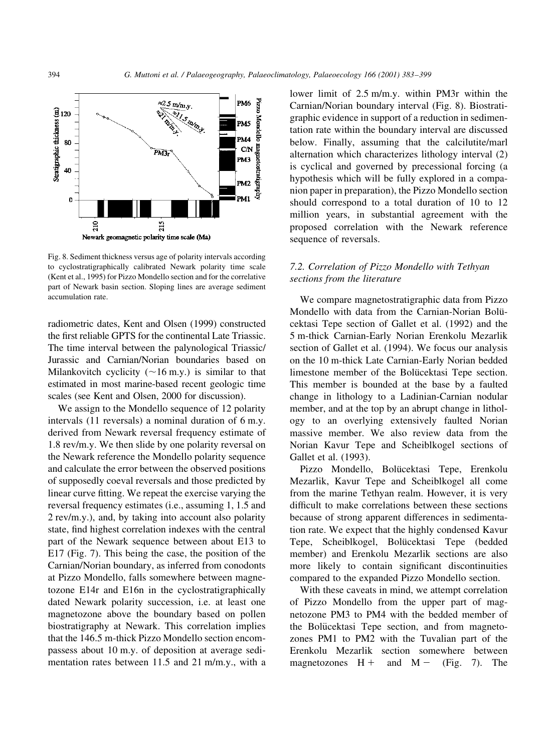Fig. 8. Sediment thickness versus age of polarity intervals according to cyclostratigraphically calibrated Newark polarity time scale (Kent et al., 1995) for Pizzo Mondello section and for the correlative part of Newark basin section. Sloping lines are average sediment accumulation rate.

radiometric dates, Kent and Olsen (1999) constructed the first reliable GPTS for the continental Late Triassic. The time interval between the palynological Triassic/Jurassic and Carnian/Norian boundaries based on Milankovitch cyclicity (~16 m.y.) is similar to that estimated in most marine-based recent geologic time scales (see Kent and Olsen, 2000 for discussion).

We assign to the Mondello sequence of 12 polarity intervals (11 reversals) a nominal duration of 6 m.y. derived from Newark reversal frequency estimate of 1.8 rev/m.y. We then slide by one polarity reversal on the Newark reference the Mondello polarity sequence and calculate the error between the observed positions of supposedly coeval reversals and those predicted by linear curve fitting. We repeat the exercise varying the reversal frequency estimates (i.e., assuming 1, 1.5 and 2 rev/m.y.), and, by taking into account also polarity state, find highest correlation indexes with the central part of the Newark sequence between about E13 to E17 (Fig. 7). This being the case, the position of the Carnian/Norian boundary, as inferred from conodonts at Pizzo Mondello, falls somewhere between magnetozone E14r and E16n in the cyclostratigraphically dated Newark polarity succession, i.e. at least one magnetozone above the boundary based on pollen biostratigraphy at Newark. This correlation implies that the 146.5 m-thick Pizzo Mondello section encompasses about 10 m.y. of deposition at average sedimentation rates between 11.5 and 21 m/m.y., with a lower limit of 2.5 m/m.y. within PM3r within the Carnian/Norian boundary interval (Fig. 8). Biostratigraphic evidence in support of a reduction in sedimentation rate within the boundary interval are discussed below. Finally, assuming that the calcilutite/marl alternation which characterizes lithology interval (2) is cyclical and governed by precessional forcing (a hypothesis which will be fully explored in a companion paper in preparation), the Pizzo Mondello section should correspond to a total duration of 10 to 12 million years, in substantial agreement with the proposed correlation with the Newark reference sequence of reversals.

### 7.2. Correlation of Pizzo Mondello with Tethyan sections from the literature

We compare magnetostratigraphic data from Pizzo Mondello with data from the Carnian-Norian Bolücektasi Tepe section of Gallet et al. (1992) and the 5 m-thick Carnian-Early Norian Erenkolu Mezarlik section of Gallet et al. (1994). We focus our analysis on the 10 m-thick Late Carnian-Early Norian bedded limestone member of the Bolücektasi Tepe section. This member is bounded at the base by a faulted change in lithology to a Ladinian-Carnian nodular member, and at the top by an abrupt change in lithology to an overlying extensively faulted Norian massive member. We also review data from the Norian Kavur Tepe and Scheiblkogel sections of Gallet et al. (1993).

Pizzo Mondello, Bolücektasi Tepe, Erenkolu Mezarlik, Kavur Tepe and Scheiblkogel all come from the marine Tethyan realm. However, it is very difficult to make correlations between these sections because of strong apparent differences in sedimentation rate. We expect that the highly condensed Kavur Tepe, Scheiblkogel, Bolücektasi Tepe (bedded member) and Erenkolu Mezarlik sections are also more likely to contain significant discontinuities compared to the expanded Pizzo Mondello section.

With these caveats in mind, we attempt correlation of Pizzo Mondello from the upper part of magnetozone PM3 to PM4 with the bedded member of the Bolücektasi Tepe section, and from magnetozones PM1 to PM2 with the Tuvalian part of the Erenkolu Mezarlik section somewhere between magnetozones H+ and M− (Fig. 7). The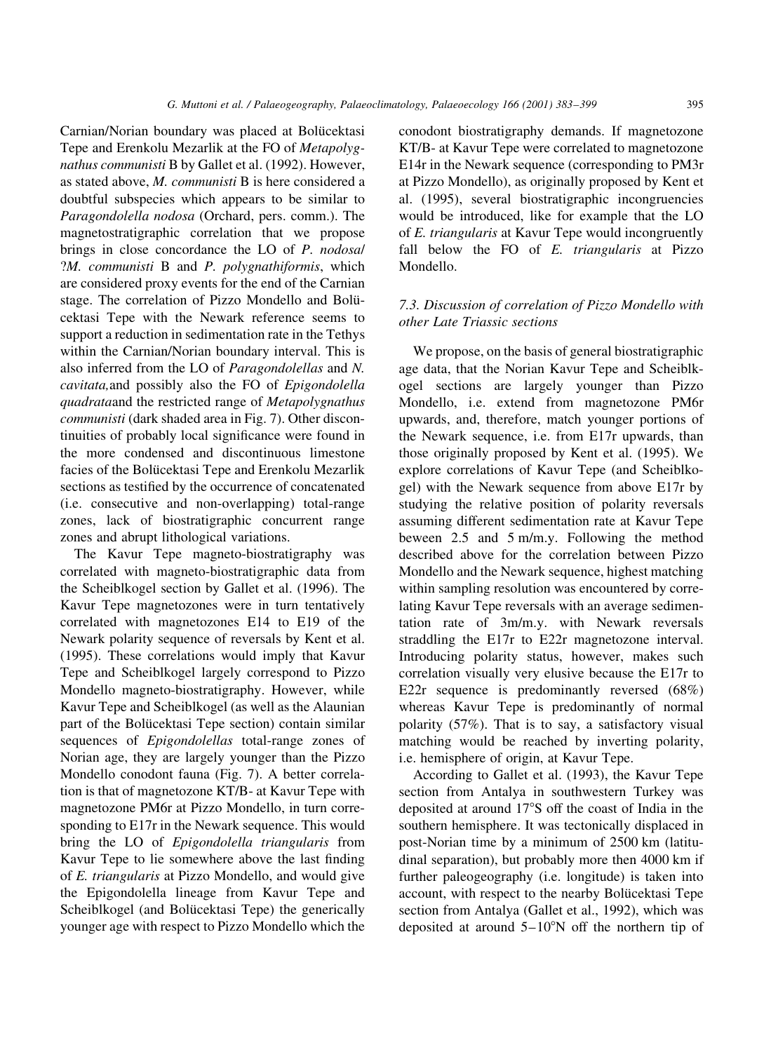Carnian/Norian boundary was placed at Bolücektasi Tepe and Erenkolu Mezarlik at the FO of *Metapolygnathus communisti* B by Gallet et al. (1992). However, as stated above, *M. communisti* B is here considered a doubtful subspecies which appears to be similar to *Paragondolella nodosa* (Orchard, pers. comm.). The magnetostratigraphic correlation that we propose brings in close concordance the LO of *P. nodosa*/?*M. communisti* B and *P. polygnathiformis*, which are considered proxy events for the end of the Carnian stage. The correlation of Pizzo Mondello and Bolücektasi Tepe with the Newark reference seems to support a reduction in sedimentation rate in the Tethys within the Carnian/Norian boundary interval. This is also inferred from the LO of *Paragondolellas* and *N. cavitata,*and possibly also the FO of *Epigondolella quadrata*and the restricted range of *Metapolygnathus communisti* (dark shaded area in Fig. 7). Other discontinuities of probably local significance were found in the more condensed and discontinuous limestone facies of the Bolücektasi Tepe and Erenkolu Mezarlik sections as testified by the occurrence of concatenated (i.e. consecutive and non-overlapping) total-range zones, lack of biostratigraphic concurrent range zones and abrupt lithological variations.

The Kavur Tepe magneto-biostratigraphy was correlated with magneto-biostratigraphic data from the Scheiblkogel section by Gallet et al. (1996). The Kavur Tepe magnetozones were in turn tentatively correlated with magnetozones E14 to E19 of the Newark polarity sequence of reversals by Kent et al. (1995). These correlations would imply that Kavur Tepe and Scheiblkogel largely correspond to Pizzo Mondello magneto-biostratigraphy. However, while Kavur Tepe and Scheiblkogel (as well as the Alaunian part of the Bolücektasi Tepe section) contain similar sequences of *Epigondolellas* total-range zones of Norian age, they are largely younger than the Pizzo Mondello conodont fauna (Fig. 7). A better correlation is that of magnetozone KT/B- at Kavur Tepe with magnetozone PM6r at Pizzo Mondello, in turn corresponding to E17r in the Newark sequence. This would bring the LO of *Epigondolella triangularis* from Kavur Tepe to lie somewhere above the last finding of *E. triangularis* at Pizzo Mondello, and would give the Epigondolella lineage from Kavur Tepe and Scheiblkogel (and Bolücektasi Tepe) the generically younger age with respect to Pizzo Mondello which the conodont biostratigraphy demands. If magnetozone KT/B- at Kavur Tepe were correlated to magnetozone E14r in the Newark sequence (corresponding to PM3r at Pizzo Mondello), as originally proposed by Kent et al. (1995), several biostratigraphic incongruencies would be introduced, like for example that the LO of *E. triangularis* at Kavur Tepe would incongruently fall below the FO of *E. triangularis* at Pizzo Mondello.

### 7.3. Discussion of correlation of Pizzo Mondello with other Late Triassic sections

We propose, on the basis of general biostratigraphic age data, that the Norian Kavur Tepe and Scheiblkogel sections are largely younger than Pizzo Mondello, i.e. extend from magnetozone PM6r upwards, and, therefore, match younger portions of the Newark sequence, i.e. from E17r upwards, than those originally proposed by Kent et al. (1995). We explore correlations of Kavur Tepe (and Scheiblkogel) with the Newark sequence from above E17r by studying the relative position of polarity reversals assuming different sedimentation rate at Kavur Tepe beween 2.5 and 5 m/m.y. Following the method described above for the correlation between Pizzo Mondello and the Newark sequence, highest matching within sampling resolution was encountered by correlating Kavur Tepe reversals with an average sedimentation rate of 3m/m.y. with Newark reversals straddling the E17r to E22r magnetozone interval. Introducing polarity status, however, makes such correlation visually very elusive because the E17r to E22r sequence is predominantly reversed (68%) whereas Kavur Tepe is predominantly of normal polarity (57%). That is to say, a satisfactory visual matching would be reached by inverting polarity, i.e. hemisphere of origin, at Kavur Tepe.

According to Gallet et al. (1993), the Kavur Tepe section from Antalya in southwestern Turkey was deposited at around 17°S off the coast of India in the southern hemisphere. It was tectonically displaced in post-Norian time by a minimum of 2500 km (latitudinal separation), but probably more then 4000 km if further paleogeography (i.e. longitude) is taken into account, with respect to the nearby Bolücektasi Tepe section from Antalya (Gallet et al., 1992), which was deposited at around 5–10°N off the northern tip of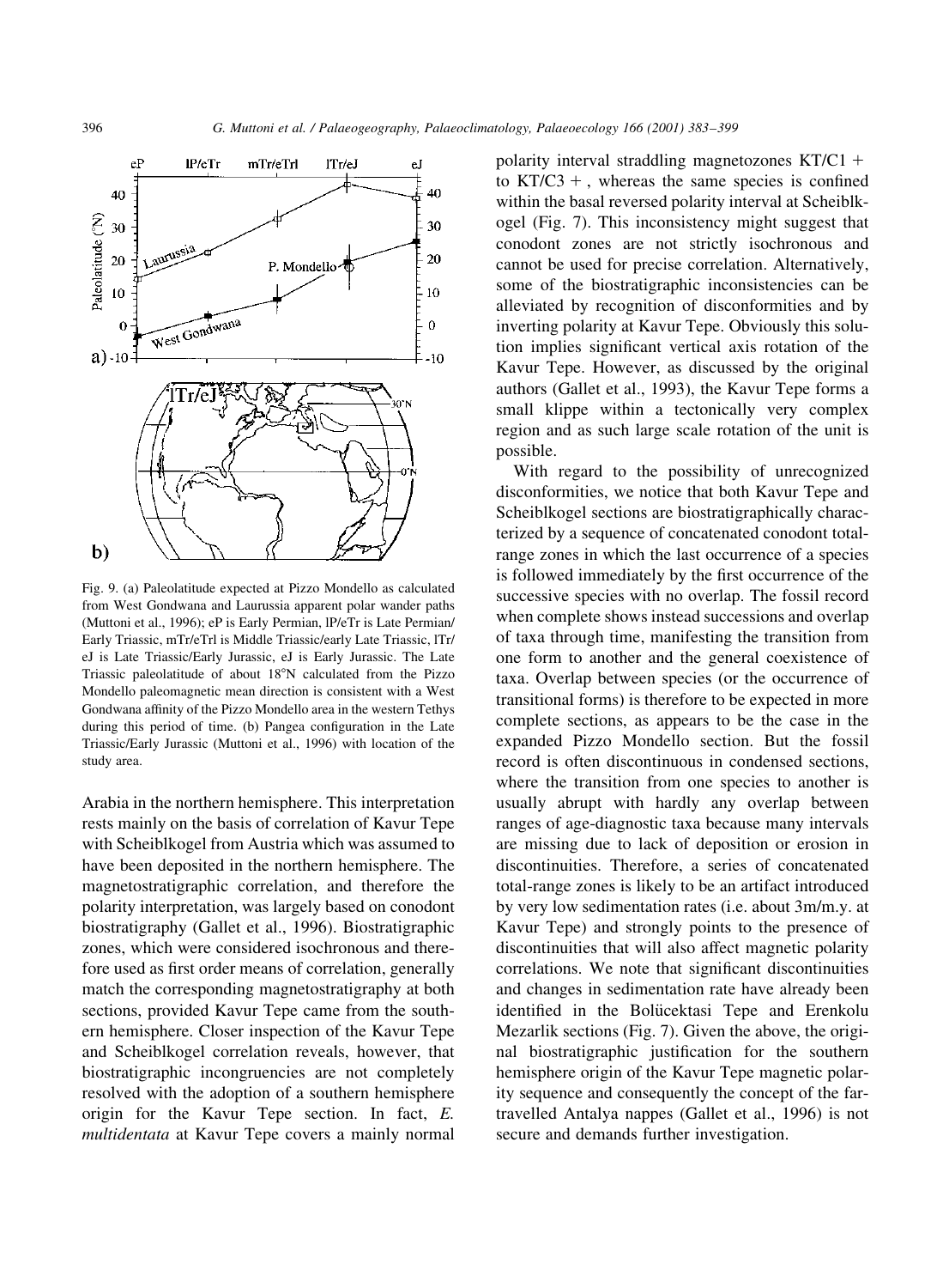Fig. 9. (a) Paleolatitude expected at Pizzo Mondello as calculated from West Gondwana and Laurussia apparent polar wander paths (Muttoni et al., 1996); eP is Early Permian, lP/eTr is Late Permian/Early Triassic, mTr/eTrl is Middle Triassic/early Late Triassic, lTr/eJ is Late Triassic/Early Jurassic, eJ is Early Jurassic. The Late Triassic paleolatitude of about 18°N calculated from the Pizzo Mondello paleomagnetic mean direction is consistent with a West Gondwana affinity of the Pizzo Mondello area in the western Tethys during this period of time. (b) Pangea configuration in the Late Triassic/Early Jurassic (Muttoni et al., 1996) with location of the study area.

Arabia in the northern hemisphere. This interpretation rests mainly on the basis of correlation of Kavur Tepe with Scheiblkogel from Austria which was assumed to have been deposited in the northern hemisphere. The magnetostratigraphic correlation, and therefore the polarity interpretation, was largely based on conodont biostratigraphy (Gallet et al., 1996). Biostratigraphic zones, which were considered isochronous and therefore used as first order means of correlation, generally match the corresponding magnetostratigraphy at both sections, provided Kavur Tepe came from the southern hemisphere. Closer inspection of the Kavur Tepe and Scheiblkogel correlation reveals, however, that biostratigraphic incongruencies are not completely resolved with the adoption of a southern hemisphere origin for the Kavur Tepe section. In fact, *E. multidentata* at Kavur Tepe covers a mainly normal polarity interval straddling magnetozones KT/C1+ to KT/C3+, whereas the same species is confined within the basal reversed polarity interval at Scheiblkogel (Fig. 7). This inconsistency might suggest that conodont zones are not strictly isochronous and cannot be used for precise correlation. Alternatively, some of the biostratigraphic inconsistencies can be alleviated by recognition of disconformities and by inverting polarity at Kavur Tepe. Obviously this solution implies significant vertical axis rotation of the Kavur Tepe. However, as discussed by the original authors (Gallet et al., 1993), the Kavur Tepe forms a small klippe within a tectonically very complex region and as such large scale rotation of the unit is possible.

With regard to the possibility of unrecognized disconformities, we notice that both Kavur Tepe and Scheiblkogel sections are biostratigraphically characterized by a sequence of concatenated conodont total-range zones in which the last occurrence of a species is followed immediately by the first occurrence of the successive species with no overlap. The fossil record when complete shows instead successions and overlap of taxa through time, manifesting the transition from one form to another and the general coexistence of taxa. Overlap between species (or the occurrence of transitional forms) is therefore to be expected in more complete sections, as appears to be the case in the expanded Pizzo Mondello section. But the fossil record is often discontinuous in condensed sections, where the transition from one species to another is usually abrupt with hardly any overlap between ranges of age-diagnostic taxa because many intervals are missing due to lack of deposition or erosion in discontinuities. Therefore, a series of concatenated total-range zones is likely to be an artifact introduced by very low sedimentation rates (i.e. about 3m/m.y. at Kavur Tepe) and strongly points to the presence of discontinuities that will also affect magnetic polarity correlations. We note that significant discontinuities and changes in sedimentation rate have already been identified in the Bolücektasi Tepe and Erenkolu Mezarlik sections (Fig. 7). Given the above, the original biostratigraphic justification for the southern hemisphere origin of the Kavur Tepe magnetic polarity sequence and consequently the concept of the far-travelled Antalya nappes (Gallet et al., 1996) is not secure and demands further investigation.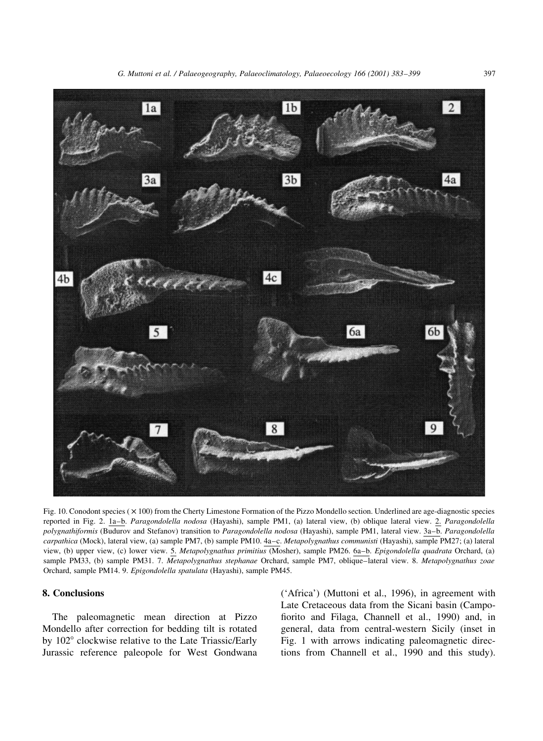Fig. 10. Conodont species (×100) from the Cherty Limestone Formation of the Pizzo Mondello section. Underlined are age-diagnostic species reported in Fig. 2. 1a–b. *Paragondolella nodosa* (Hayashi), sample PM1, (a) lateral view, (b) oblique lateral view. 2. *Paragondolella polygnathiformis* (Budurov and Stefanov) transition to *Paragondolella nodosa* (Hayashi), sample PM1, lateral view. 3a–b. *Paragondolella carpathica* (Mock), lateral view, (a) sample PM7, (b) sample PM10. 4a–c. *Metapolygnathus communisti* (Hayashi), sample PM27; (a) lateral view, (b) upper view, (c) lower view. 5. *Metapolygnathus primitius* (Mosher), sample PM26. 6a–b. *Epigondolella quadrata* Orchard, (a) sample PM33, (b) sample PM31. 7. *Metapolygnathus stephanae* Orchard, sample PM7, oblique–lateral view. 8. *Metapolygnathus zoae* Orchard, sample PM14. 9. *Epigondolella spatulata* (Hayashi), sample PM45.

## 8. Conclusions

The paleomagnetic mean direction at Pizzo Mondello after correction for bedding tilt is rotated by 102° clockwise relative to the Late Triassic/Early Jurassic reference paleopole for West Gondwana ('Africa') (Muttoni et al., 1996), in agreement with Late Cretaceous data from the Sicani basin (Campofiorito and Filaga, Channell et al., 1990) and, in general, data from central-western Sicily (inset in Fig. 1 with arrows indicating paleomagnetic directions from Channell et al., 1990 and this study).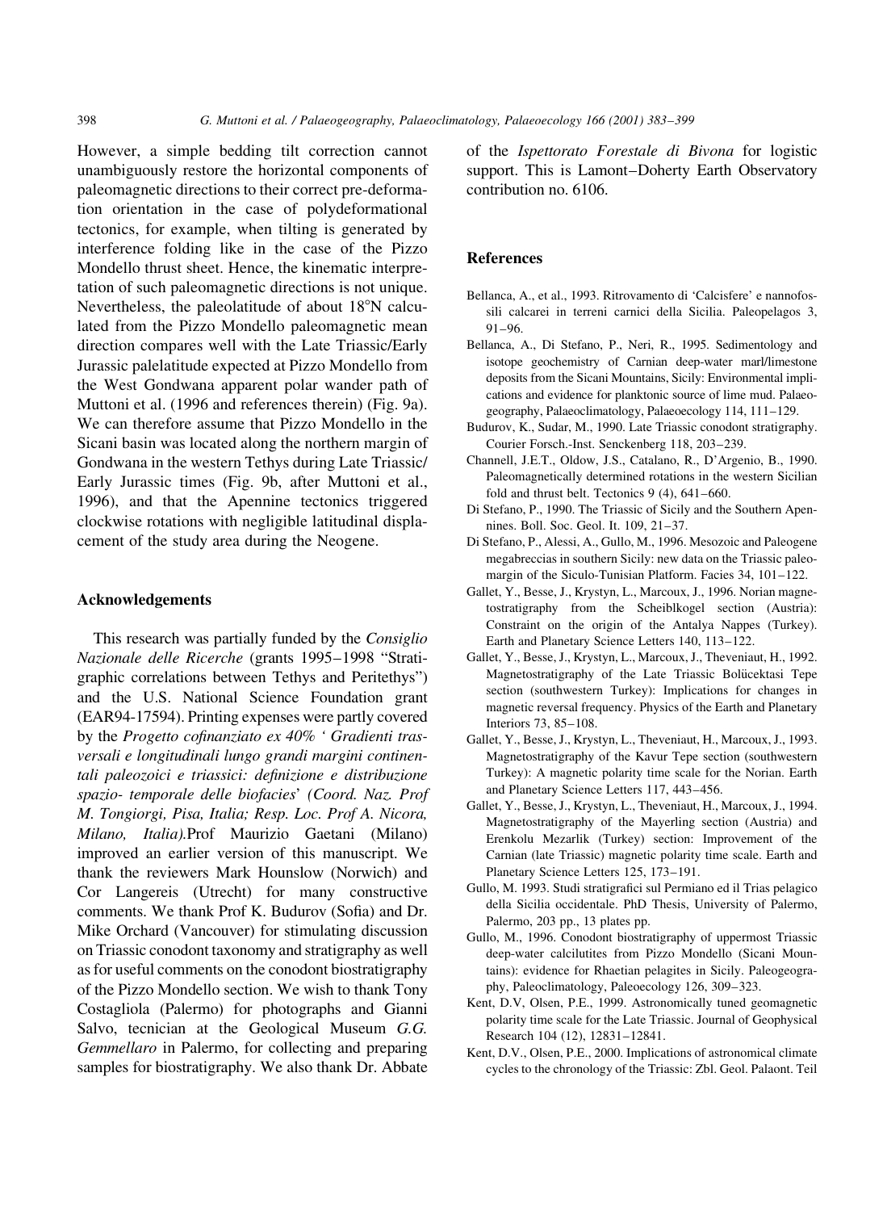However, a simple bedding tilt correction cannot unambiguously restore the horizontal components of paleomagnetic directions to their correct pre-deformation orientation in the case of polydeformational tectonics, for example, when tilting is generated by interference folding like in the case of the Pizzo Mondello thrust sheet. Hence, the kinematic interpretation of such paleomagnetic directions is not unique. Nevertheless, the paleolatitude of about 18°N calculated from the Pizzo Mondello paleomagnetic mean direction compares well with the Late Triassic/Early Jurassic palelatitude expected at Pizzo Mondello from the West Gondwana apparent polar wander path of Muttoni et al. (1996 and references therein) (Fig. 9a). We can therefore assume that Pizzo Mondello in the Sicani basin was located along the northern margin of Gondwana in the western Tethys during Late Triassic/Early Jurassic times (Fig. 9b, after Muttoni et al., 1996), and that the Apennine tectonics triggered clockwise rotations with negligible latitudinal displacement of the study area during the Neogene.

## Acknowledgements

This research was partially funded by the *Consiglio Nazionale delle Ricerche* (grants 1995–1998 "Stratigraphic correlations between Tethys and Peritethys") and the U.S. National Science Foundation grant (EAR94-17594). Printing expenses were partly covered by the *Progetto cofinanziato ex 40% ' Gradienti trasversali e longitudinali lungo grandi margini continentali paleozoici e triassici: definizione e distribuzione spazio- temporale delle biofacies' (Coord. Naz. Prof M. Tongiorgi, Pisa, Italia; Resp. Loc. Prof A. Nicora, Milano, Italia).*Prof Maurizio Gaetani (Milano) improved an earlier version of this manuscript. We thank the reviewers Mark Hounslow (Norwich) and Cor Langereis (Utrecht) for many constructive comments. We thank Prof K. Budurov (Sofia) and Dr. Mike Orchard (Vancouver) for stimulating discussion on Triassic conodont taxonomy and stratigraphy as well as for useful comments on the conodont biostratigraphy of the Pizzo Mondello section. We wish to thank Tony Costagliola (Palermo) for photographs and Gianni Salvo, tecnician at the Geological Museum *G.G. Gemmellaro* in Palermo, for collecting and preparing samples for biostratigraphy. We also thank Dr. Abbate of the *Ispettorato Forestale di Bivona* for logistic support. This is Lamont–Doherty Earth Observatory contribution no. 6106.

## References

Bellanca, A., et al., 1993. Ritrovamento di 'Calcisfere' e nannofossili calcarei in terreni carnici della Sicilia. Paleopelagos 3, 91–96.

Bellanca, A., Di Stefano, P., Neri, R., 1995. Sedimentology and isotope geochemistry of Carnian deep-water marl/limestone deposits from the Sicani Mountains, Sicily: Environmental implications and evidence for planktonic source of lime mud. Palaeogeography, Palaeoclimatology, Palaeoecology 114, 111–129.

Budurov, K., Sudar, M., 1990. Late Triassic conodont stratigraphy. Courier Forsch.-Inst. Senckenberg 118, 203–239.

Channell, J.E.T., Oldow, J.S., Catalano, R., D'Argenio, B., 1990. Paleomagnetically determined rotations in the western Sicilian fold and thrust belt. Tectonics 9 (4), 641–660.

Di Stefano, P., 1990. The Triassic of Sicily and the Southern Apennines. Boll. Soc. Geol. It. 109, 21–37.

Di Stefano, P., Alessi, A., Gullo, M., 1996. Mesozoic and Paleogene megabreccias in southern Sicily: new data on the Triassic paleomargin of the Siculo-Tunisian Platform. Facies 34, 101–122.

Gallet, Y., Besse, J., Krystyn, L., Marcoux, J., 1996. Norian magnetostratigraphy from the Scheiblkogel section (Austria): Constraint on the origin of the Antalya Nappes (Turkey). Earth and Planetary Science Letters 140, 113–122.

Gallet, Y., Besse, J., Krystyn, L., Theveniaut, H., Marcoux, J., 1992. Magnetostratigraphy of the Late Triassic Bolücektasi Tepe section (southwestern Turkey): Implications for changes in magnetic reversal frequency. Physics of the Earth and Planetary Interiors 73, 85–108.

Gallet, Y., Besse, J., Krystyn, L., Theveniaut, H., Marcoux, J., 1993. Magnetostratigraphy of the Kavur Tepe section (southwestern Turkey): A magnetic polarity time scale for the Norian. Earth and Planetary Science Letters 117, 443–456.

Gallet, Y., Besse, J., Krystyn, L., Theveniaut, H., Marcoux, J., 1994. Magnetostratigraphy of the Mayerling section (Austria) and Erenkolu Mezarlik (Turkey) section: Improvement of the Carnian (late Triassic) magnetic polarity time scale. Earth and Planetary Science Letters 125, 173–191.

Gullo, M. 1993. Studi stratigrafici sul Permiano ed il Trias pelagico della Sicilia occidentale. PhD Thesis, University of Palermo, Palermo, 203 pp., 13 plates pp.

Gullo, M., 1996. Conodont biostratigraphy of uppermost Triassic deep-water calcilutites from Pizzo Mondello (Sicani Mountains): evidence for Rhaetian pelagites in Sicily. Paleogeography, Paleoclimatology, Paleoecology 126, 309–323.

Kent, D.V, Olsen, P.E., 1999. Astronomically tuned geomagnetic polarity time scale for the Late Triassic. Journal of Geophysical Research 104 (12), 12831–12841.

Kent, D.V., Olsen, P.E., 2000. Implications of astronomical climate cycles to the chronology of the Triassic: Zbl. Geol. Palaont. Teil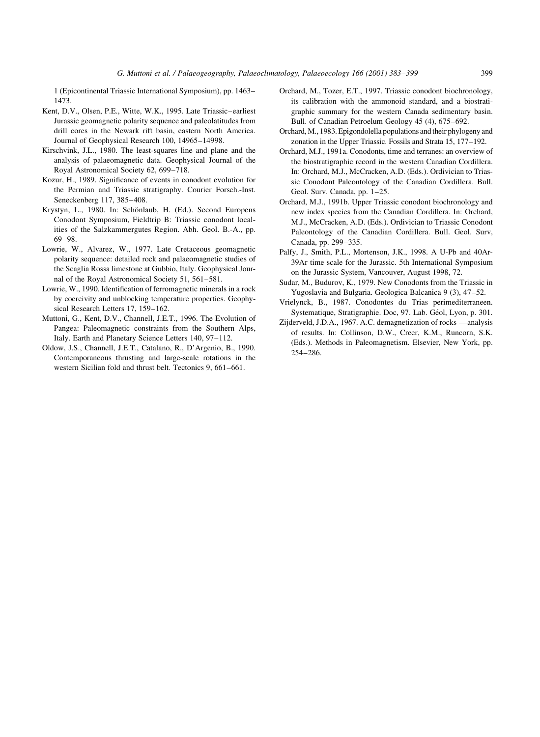1 (Epicontinental Triassic International Symposium), pp. 1463–1473.

Kent, D.V., Olsen, P.E., Witte, W.K., 1995. Late Triassic–earliest Jurassic geomagnetic polarity sequence and paleolatitudes from drill cores in the Newark rift basin, eastern North America. Journal of Geophysical Research 100, 14965–14998.

Kirschvink, J.L., 1980. The least-squares line and plane and the analysis of palaeomagnetic data. Geophysical Journal of the Royal Astronomical Society 62, 699–718.

Kozur, H., 1989. Significance of events in conodont evolution for the Permian and Triassic stratigraphy. Courier Forsch.-Inst. Seneckenberg 117, 385–408.

Krystyn, L., 1980. In: Schönlaub, H. (Ed.). Second Europens Conodont Symposium, Fieldtrip B: Triassic conodont localities of the Salzkammergutes Region. Abh. Geol. B.-A., pp. 69–98.

Lowrie, W., Alvarez, W., 1977. Late Cretaceous geomagnetic polarity sequence: detailed rock and palaeomagnetic studies of the Scaglia Rossa limestone at Gubbio, Italy. Geophysical Journal of the Royal Astronomical Society 51, 561–581.

Lowrie, W., 1990. Identification of ferromagnetic minerals in a rock by coercivity and unblocking temperature properties. Geophysical Research Letters 17, 159–162.

Muttoni, G., Kent, D.V., Channell, J.E.T., 1996. The Evolution of Pangea: Paleomagnetic constraints from the Southern Alps, Italy. Earth and Planetary Science Letters 140, 97–112.

Oldow, J.S., Channell, J.E.T., Catalano, R., D'Argenio, B., 1990. Contemporaneous thrusting and large-scale rotations in the western Sicilian fold and thrust belt. Tectonics 9, 661–661.

Orchard, M., Tozer, E.T., 1997. Triassic conodont biochronology, its calibration with the ammonoid standard, and a biostratigraphic summary for the western Canada sedimentary basin. Bull. of Canadian Petroelum Geology 45 (4), 675–692.

Orchard, M., 1983. Epigondolella populations and their phylogeny and zonation in the Upper Triassic. Fossils and Strata 15, 177–192.

Orchard, M.J., 1991a. Conodonts, time and terranes: an overview of the biostratigraphic record in the western Canadian Cordillera. In: Orchard, M.J., McCracken, A.D. (Eds.). Ordivician to Triassic Conodont Paleontology of the Canadian Cordillera. Bull. Geol. Surv. Canada, pp. 1–25.

Orchard, M.J., 1991b. Upper Triassic conodont biochronology and new index species from the Canadian Cordillera. In: Orchard, M.J., McCracken, A.D. (Eds.). Ordivician to Triassic Conodont Paleontology of the Canadian Cordillera. Bull. Geol. Surv, Canada, pp. 299–335.

Palfy, J., Smith, P.L., Mortenson, J.K., 1998. A U-Pb and 40Ar-39Ar time scale for the Jurassic. 5th International Symposium on the Jurassic System, Vancouver, August 1998, 72.

Sudar, M., Budurov, K., 1979. New Conodonts from the Triassic in Yugoslavia and Bulgaria. Geologica Balcanica 9 (3), 47–52.

Vrielynck, B., 1987. Conodontes du Trias perimediterraneen. Systematique, Stratigraphie. Doc, 97. Lab. Géol, Lyon, p. 301.

Zijderveld, J.D.A., 1967. A.C. demagnetization of rocks —analysis of results. In: Collinson, D.W., Creer, K.M., Runcorn, S.K. (Eds.). Methods in Paleomagnetism. Elsevier, New York, pp. 254–286.